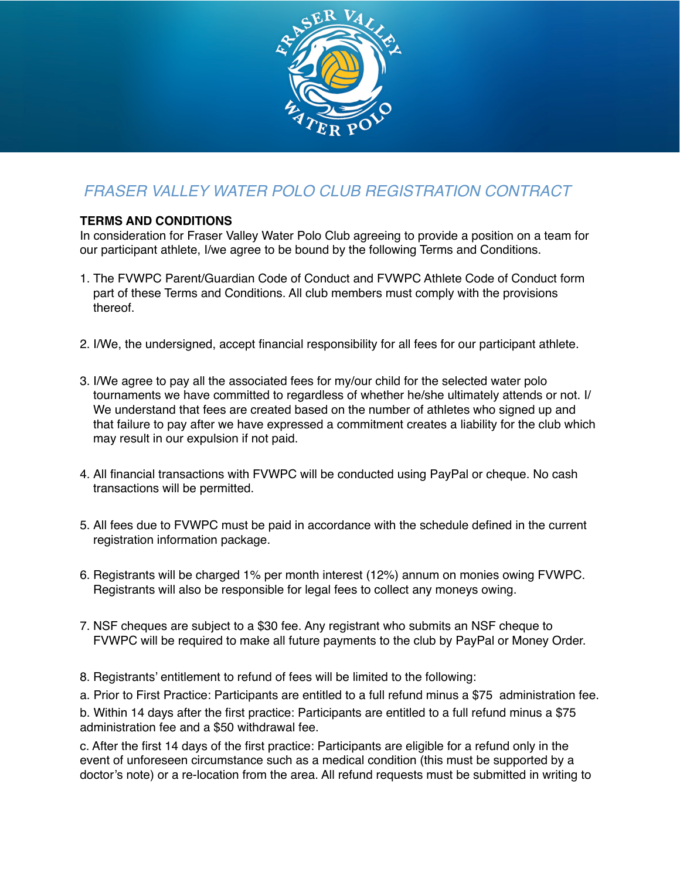# *FRASER VALLEY WATER POLO CLUB REGISTRATION CONTRACT*

**TERMS AND CONDITIONS**

In consideration for Fraser Valley Water Polo Club agreeing to provide a position on a team for our participant athlete, I/we agree to be bound by the following Terms and Conditions.

1. The FVWPC Parent/Guardian Code of Conduct and FVWPC Athlete Code of Conduct form part of these Terms and Conditions. All club members must comply with the provisions thereof.

2. I/We, the undersigned, accept financial responsibility for all fees for our participant athlete.

3. I/We agree to pay all the associated fees for my/our child for the selected water polo tournaments we have committed to regardless of whether he/she ultimately attends or not. I/We understand that fees are created based on the number of athletes who signed up and that failure to pay after we have expressed a commitment creates a liability for the club which may result in our expulsion if not paid.

4. All financial transactions with FVWPC will be conducted using PayPal or cheque. No cash transactions will be permitted.

5. All fees due to FVWPC must be paid in accordance with the schedule defined in the current registration information package.

6. Registrants will be charged 1% per month interest (12%) annum on monies owing FVWPC. Registrants will also be responsible for legal fees to collect any moneys owing.

7. NSF cheques are subject to a $30 fee. Any registrant who submits an NSF cheque to FVWPC will be required to make all future payments to the club by PayPal or Money Order.

8. Registrants' entitlement to refund of fees will be limited to the following:

a. Prior to First Practice: Participants are entitled to a full refund minus a $75 administration fee.

b. Within 14 days after the first practice: Participants are entitled to a full refund minus a $75 administration fee and a $50 withdrawal fee.

c. After the first 14 days of the first practice: Participants are eligible for a refund only in the event of unforeseen circumstance such as a medical condition (this must be supported by a doctor's note) or a re-location from the area. All refund requests must be submitted in writing to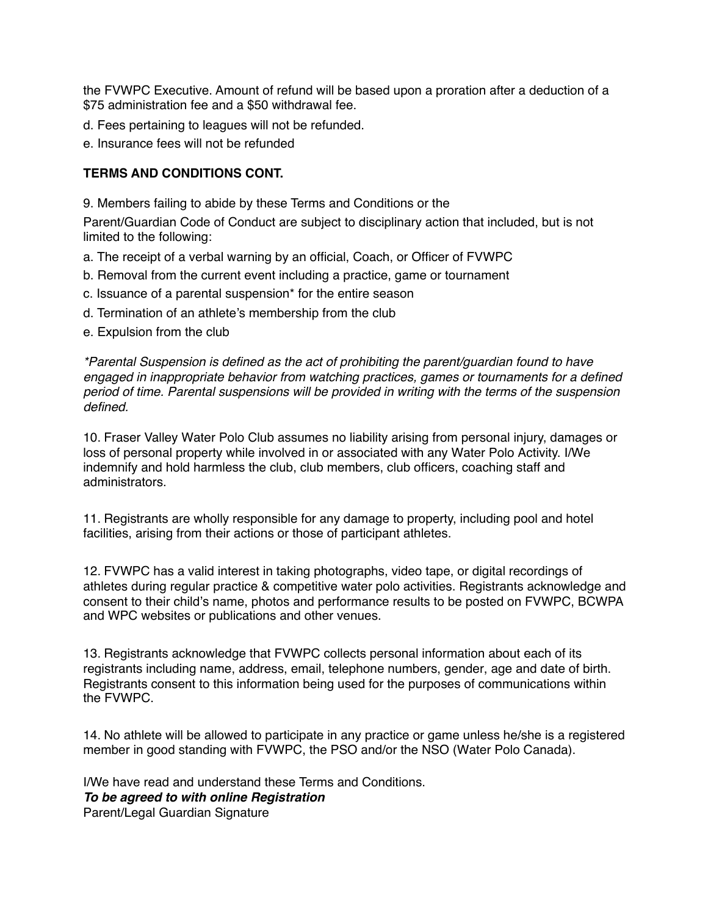the FVWPC Executive. Amount of refund will be based upon a proration after a deduction of a $75 administration fee and a $50 withdrawal fee.

d. Fees pertaining to leagues will not be refunded.

e. Insurance fees will not be refunded

**TERMS AND CONDITIONS CONT.**

9. Members failing to abide by these Terms and Conditions or the Parent/Guardian Code of Conduct are subject to disciplinary action that included, but is not limited to the following:

a. The receipt of a verbal warning by an official, Coach, or Officer of FVWPC

b. Removal from the current event including a practice, game or tournament

c. Issuance of a parental suspension* for the entire season

d. Termination of an athlete's membership from the club

e. Expulsion from the club

*\*Parental Suspension is defined as the act of prohibiting the parent/guardian found to have engaged in inappropriate behavior from watching practices, games or tournaments for a defined period of time. Parental suspensions will be provided in writing with the terms of the suspension defined.*

10. Fraser Valley Water Polo Club assumes no liability arising from personal injury, damages or loss of personal property while involved in or associated with any Water Polo Activity. I/We indemnify and hold harmless the club, club members, club officers, coaching staff and administrators.

11. Registrants are wholly responsible for any damage to property, including pool and hotel facilities, arising from their actions or those of participant athletes.

12. FVWPC has a valid interest in taking photographs, video tape, or digital recordings of athletes during regular practice & competitive water polo activities. Registrants acknowledge and consent to their child's name, photos and performance results to be posted on FVWPC, BCWPA and WPC websites or publications and other venues.

13. Registrants acknowledge that FVWPC collects personal information about each of its registrants including name, address, email, telephone numbers, gender, age and date of birth. Registrants consent to this information being used for the purposes of communications within the FVWPC.

14. No athlete will be allowed to participate in any practice or game unless he/she is a registered member in good standing with FVWPC, the PSO and/or the NSO (Water Polo Canada).

I/We have read and understand these Terms and Conditions.
***To be agreed to with online Registration***
Parent/Legal Guardian Signature